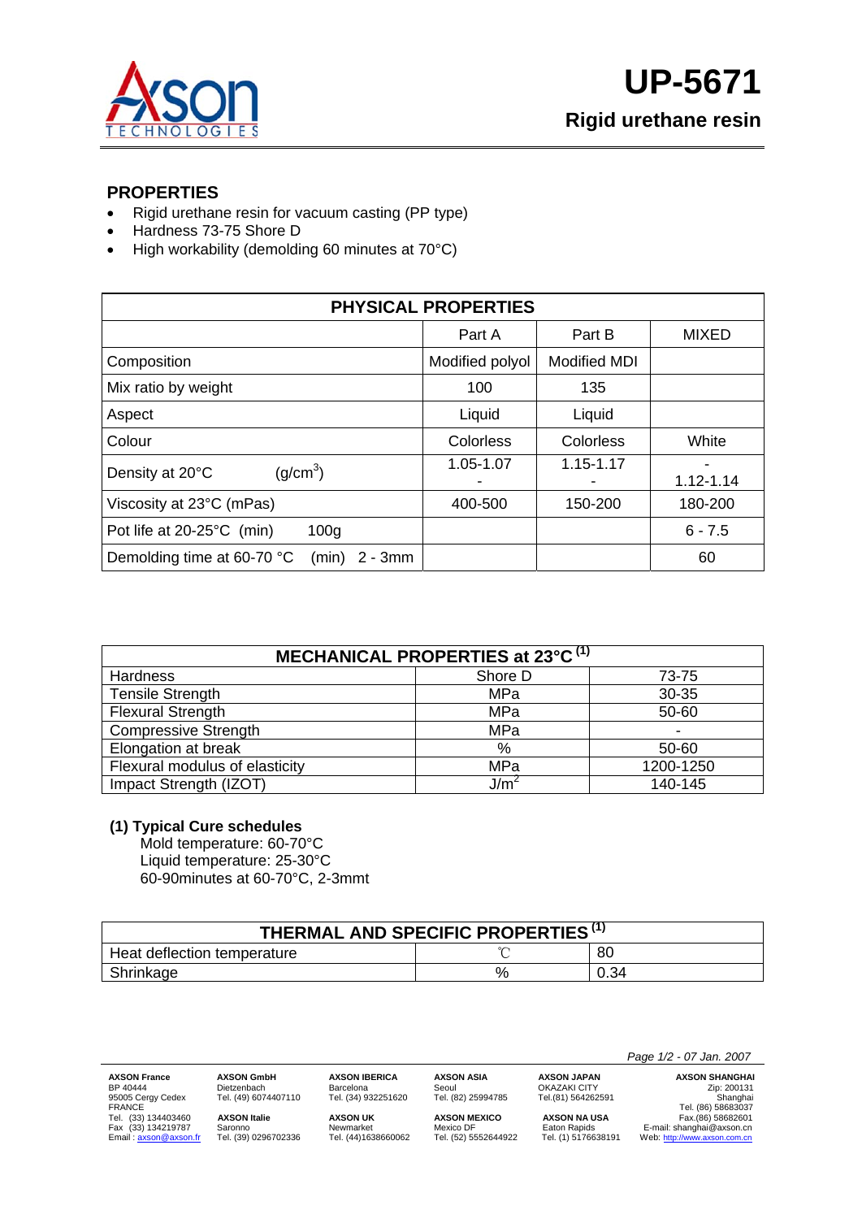# UP-5671

## Rigid urethane resin

## PROPERTIES

- Rigid urethane resin for vacuum casting (PP type)
- Hardness 73-75 Shore D
- High workability (demolding 60 minutes at 70°C)

| PHYSICAL PROPERTIES | | | |
|---|---|---|---|
| | Part A | Part B | MIXED |
| Composition | Modified polyol | Modified MDI | |
| Mix ratio by weight | 100 | 135 | |
| Aspect | Liquid | Liquid | |
| Colour | Colorless | Colorless | White |
| Density at 20°C ($g/cm^3$) | 1.05-1.07 - | 1.15-1.17 - | - 1.12-1.14 |
| Viscosity at 23°C (mPas) | 400-500 | 150-200 | 180-200 |
| Pot life at 20-25°C (min) 100g | | | 6 - 7.5 |
| Demolding time at 60-70 °C (min) 2 - 3mm | | | 60 |

| MECHANICAL PROPERTIES at 23°C [1] | | |
|---|---|---|
| Hardness | Shore D | 73-75 |
| Tensile Strength | MPa | 30-35 |
| Flexural Strength | MPa | 50-60 |
| Compressive Strength | MPa | - |
| Elongation at break | % | 50-60 |
| Flexural modulus of elasticity | MPa | 1200-1250 |
| Impact Strength (IZOT) | $J/m^2$ | 140-145 |

**(1) Typical Cure schedules**

Mold temperature: 60-70°C
Liquid temperature: 25-30°C
60-90minutes at 60-70°C, 2-3mmt

| THERMAL AND SPECIFIC PROPERTIES [1] | | |
|---|---|---|
| Heat deflection temperature | ℃ | 80 |
| Shrinkage | % | 0.34 |

Page 1/2 - 07 Jan. 2007

**AXSON France**
BP 40444
95005 Cergy Cedex
FRANCE
Tel. (33) 134403460
Fax (33) 134219787
Email : axson@axson.fr

**AXSON GmbH**
Dietzenbach
Tel. (49) 6074407110

**AXSON Italie**
Saronno
Tel. (39) 0296702336

**AXSON IBERICA**
Barcelona
Tel. (34) 932251620

**AXSON UK**
Newmarket
Tel. (44)1638660062

**AXSON ASIA**
Seoul
Tel. (82) 25994785

**AXSON MEXICO**
Mexico DF
Tel. (52) 5552644922

**AXSON JAPAN**
OKAZAKI CITY
Tel.(81) 564262591

**AXSON NA USA**
Eaton Rapids
Tel. (1) 5176638191

**AXSON SHANGHAI**
Zip: 200131
Shanghai
Tel. (86) 58683037
Fax.(86) 58682601
E-mail: shanghai@axson.cn
Web: http://www.axson.com.cn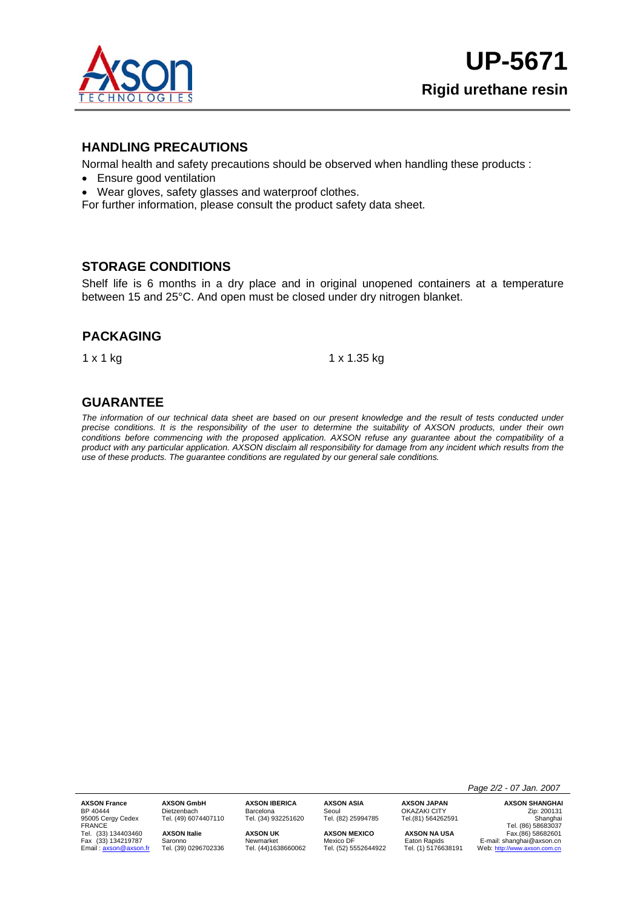## HANDLING PRECAUTIONS

Normal health and safety precautions should be observed when handling these products :

- Ensure good ventilation
- Wear gloves, safety glasses and waterproof clothes.

For further information, please consult the product safety data sheet.

## STORAGE CONDITIONS

Shelf life is 6 months in a dry place and in original unopened containers at a temperature between 15 and 25°C. And open must be closed under dry nitrogen blanket.

## PACKAGING

1 x 1 kg 1 x 1.35 kg

## GUARANTEE

*The information of our technical data sheet are based on our present knowledge and the result of tests conducted under precise conditions. It is the responsibility of the user to determine the suitability of AXSON products, under their own conditions before commencing with the proposed application. AXSON refuse any guarantee about the compatibility of a product with any particular application. AXSON disclaim all responsibility for damage from any incident which results from the use of these products. The guarantee conditions are regulated by our general sale conditions.*